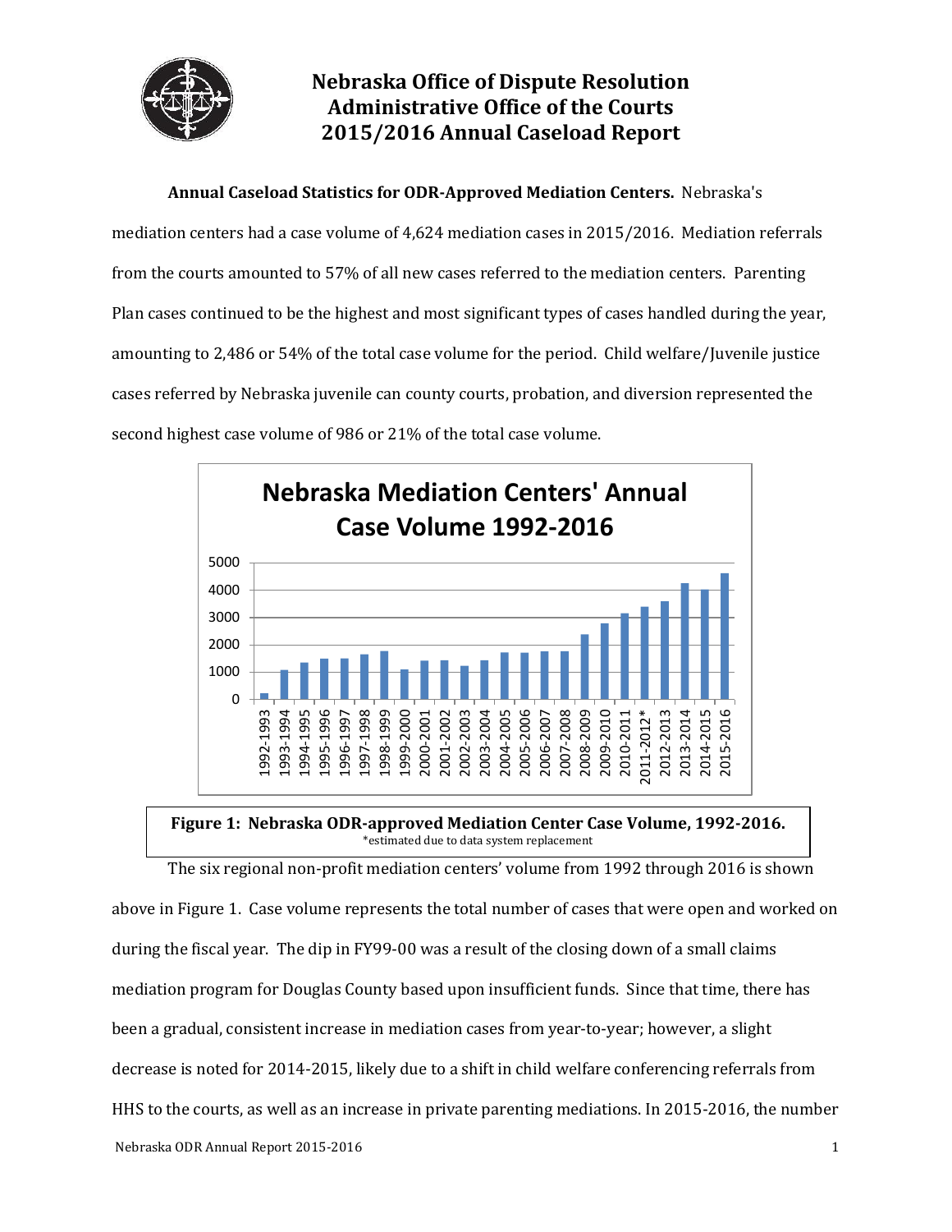# Nebraska Office of Dispute Resolution
# Administrative Office of the Courts
# 2015/2016 Annual Caseload Report

**Annual Caseload Statistics for ODR-Approved Mediation Centers.** Nebraska's mediation centers had a case volume of 4,624 mediation cases in 2015/2016. Mediation referrals from the courts amounted to 57% of all new cases referred to the mediation centers. Parenting Plan cases continued to be the highest and most significant types of cases handled during the year, amounting to 2,486 or 54% of the total case volume for the period. Child welfare/Juvenile justice cases referred by Nebraska juvenile can county courts, probation, and diversion represented the second highest case volume of 986 or 21% of the total case volume.

**Figure 1: Nebraska ODR-approved Mediation Center Case Volume, 1992-2016.**
*estimated due to data system replacement

The six regional non-profit mediation centers' volume from 1992 through 2016 is shown above in Figure 1. Case volume represents the total number of cases that were open and worked on during the fiscal year. The dip in FY99-00 was a result of the closing down of a small claims mediation program for Douglas County based upon insufficient funds. Since that time, there has been a gradual, consistent increase in mediation cases from year-to-year; however, a slight decrease is noted for 2014-2015, likely due to a shift in child welfare conferencing referrals from HHS to the courts, as well as an increase in private parenting mediations. In 2015-2016, the number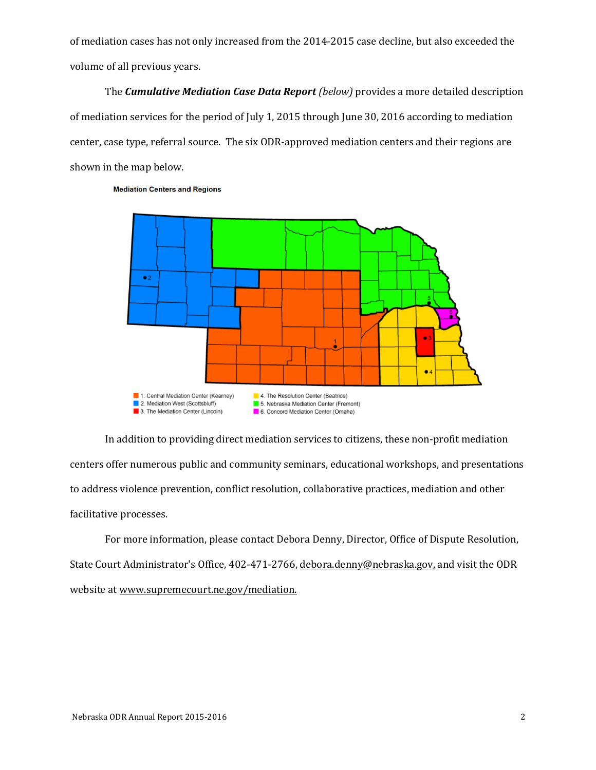of mediation cases has not only increased from the 2014-2015 case decline, but also exceeded the volume of all previous years.

The ***Cumulative Mediation Case Data Report*** *(below)* provides a more detailed description of mediation services for the period of July 1, 2015 through June 30, 2016 according to mediation center, case type, referral source. The six ODR-approved mediation centers and their regions are shown in the map below.

**Mediation Centers and Regions**

1. Central Mediation Center (Kearney)
2. Mediation West (Scottsbluff)
3. The Mediation Center (Lincoln)
4. The Resolution Center (Beatrice)
5. Nebraska Mediation Center (Fremont)
6. Concord Mediation Center (Omaha)

In addition to providing direct mediation services to citizens, these non-profit mediation centers offer numerous public and community seminars, educational workshops, and presentations to address violence prevention, conflict resolution, collaborative practices, mediation and other facilitative processes.

For more information, please contact Debora Denny, Director, Office of Dispute Resolution, State Court Administrator's Office, 402-471-2766, debora.denny@nebraska.gov, and visit the ODR website at www.supremecourt.ne.gov/mediation.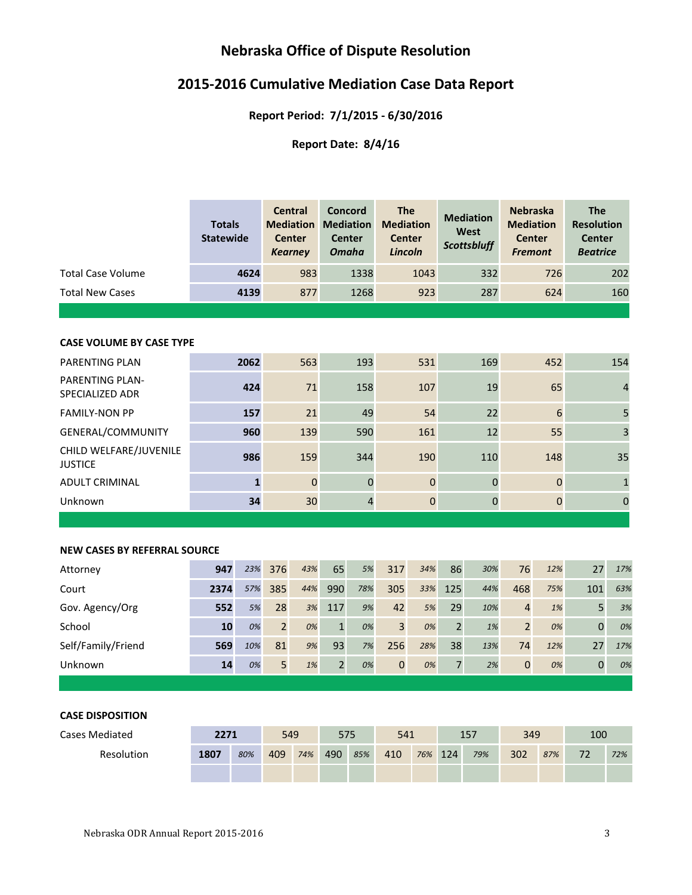# Nebraska Office of Dispute Resolution

## 2015-2016 Cumulative Mediation Case Data Report

**Report Period: 7/1/2015 - 6/30/2016**

**Report Date: 8/4/16**

| | Totals Statewide | Central Mediation Center *Kearney* | Concord Mediation Center *Omaha* | The Mediation Center *Lincoln* | Mediation West *Scottsbluff* | Nebraska Mediation Center *Fremont* | The Resolution Center *Beatrice* |
|---|---|---|---|---|---|---|---|
| Total Case Volume | 4624 | 983 | 1338 | 1043 | 332 | 726 | 202 |
| Total New Cases | 4139 | 877 | 1268 | 923 | 287 | 624 | 160 |

**CASE VOLUME BY CASE TYPE**

| | Totals Statewide | Central Mediation Center *Kearney* | Concord Mediation Center *Omaha* | The Mediation Center *Lincoln* | Mediation West *Scottsbluff* | Nebraska Mediation Center *Fremont* | The Resolution Center *Beatrice* |
|---|---|---|---|---|---|---|---|
| PARENTING PLAN | 2062 | 563 | 193 | 531 | 169 | 452 | 154 |
| PARENTING PLAN-SPECIALIZED ADR | 424 | 71 | 158 | 107 | 19 | 65 | 4 |
| FAMILY-NON PP | 157 | 21 | 49 | 54 | 22 | 6 | 5 |
| GENERAL/COMMUNITY | 960 | 139 | 590 | 161 | 12 | 55 | 3 |
| CHILD WELFARE/JUVENILE JUSTICE | 986 | 159 | 344 | 190 | 110 | 148 | 35 |
| ADULT CRIMINAL | 1 | 0 | 0 | 0 | 0 | 0 | 1 |
| Unknown | 34 | 30 | 4 | 0 | 0 | 0 | 0 |

**NEW CASES BY REFERRAL SOURCE**

| | Totals Statewide | | Central Mediation Center *Kearney* | | Concord Mediation Center *Omaha* | | The Mediation Center *Lincoln* | | Mediation West *Scottsbluff* | | Nebraska Mediation Center *Fremont* | | The Resolution Center *Beatrice* | |
|---|---|---|---|---|---|---|---|---|---|---|---|---|---|---|
| Attorney | 947 | *23%* | 376 | *43%* | 65 | *5%* | 317 | *34%* | 86 | *30%* | 76 | *12%* | 27 | *17%* |
| Court | 2374 | *57%* | 385 | *44%* | 990 | *78%* | 305 | *33%* | 125 | *44%* | 468 | *75%* | 101 | *63%* |
| Gov. Agency/Org | 552 | *5%* | 28 | *3%* | 117 | *9%* | 42 | *5%* | 29 | *10%* | 4 | *1%* | 5 | *3%* |
| School | 10 | *0%* | 2 | *0%* | 1 | *0%* | 3 | *0%* | 2 | *1%* | 2 | *0%* | 0 | *0%* |
| Self/Family/Friend | 569 | *10%* | 81 | *9%* | 93 | *7%* | 256 | *28%* | 38 | *13%* | 74 | *12%* | 27 | *17%* |
| Unknown | 14 | *0%* | 5 | *1%* | 2 | *0%* | 0 | *0%* | 7 | *2%* | 0 | *0%* | 0 | *0%* |

**CASE DISPOSITION**

| | Totals Statewide | | Central Mediation Center *Kearney* | | Concord Mediation Center *Omaha* | | The Mediation Center *Lincoln* | | Mediation West *Scottsbluff* | | Nebraska Mediation Center *Fremont* | | The Resolution Center *Beatrice* | |
|---|---|---|---|---|---|---|---|---|---|---|---|---|---|---|
| Cases Mediated | 2271 | | 549 | | 575 | | 541 | | 157 | | 349 | | 100 | |
| Resolution | 1807 | *80%* | 409 | *74%* | 490 | *85%* | 410 | *76%* | 124 | *79%* | 302 | *87%* | 72 | *72%* |